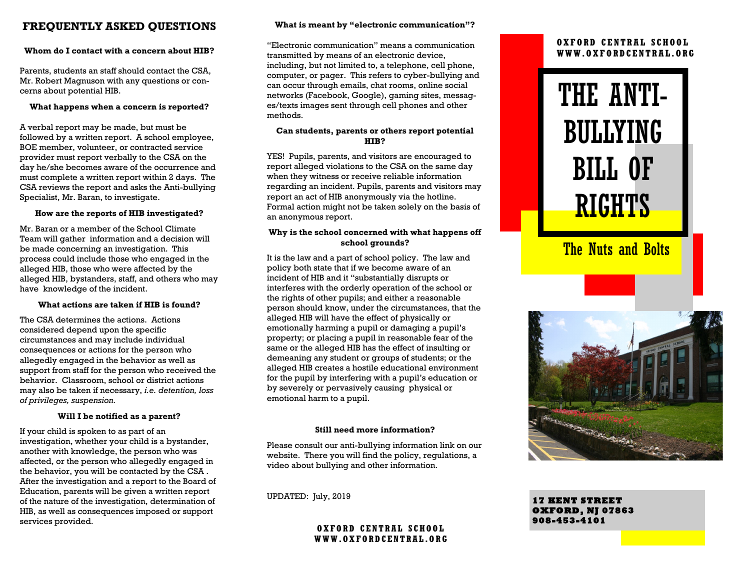## FREQUENTLY ASKED QUESTIONS

**Whom do I contact with a concern about HIB?**

Parents, students an staff should contact the CSA, Mr. Robert Magnuson with any questions or concerns about potential HIB.

**What happens when a concern is reported?**

A verbal report may be made, but must be followed by a written report. A school employee, BOE member, volunteer, or contracted service provider must report verbally to the CSA on the day he/she becomes aware of the occurrence and must complete a written report within 2 days. The CSA reviews the report and asks the Anti-bullying Specialist, Mr. Baran, to investigate.

**How are the reports of HIB investigated?**

Mr. Baran or a member of the School Climate Team will gather information and a decision will be made concerning an investigation. This process could include those who engaged in the alleged HIB, those who were affected by the alleged HIB, bystanders, staff, and others who may have knowledge of the incident.

**What actions are taken if HIB is found?**

The CSA determines the actions. Actions considered depend upon the specific circumstances and may include individual consequences or actions for the person who allegedly engaged in the behavior as well as support from staff for the person who received the behavior. Classroom, school or district actions may also be taken if necessary, *i.e. detention, loss of privileges, suspension.*

**Will I be notified as a parent?**

If your child is spoken to as part of an investigation, whether your child is a bystander, another with knowledge, the person who was affected, or the person who allegedly engaged in the behavior, you will be contacted by the CSA . After the investigation and a report to the Board of Education, parents will be given a written report of the nature of the investigation, determination of HIB, as well as consequences imposed or support services provided.

**What is meant by "electronic communication"?**

"Electronic communication" means a communication transmitted by means of an electronic device, including, but not limited to, a telephone, cell phone, computer, or pager. This refers to cyber-bullying and can occur through emails, chat rooms, online social networks (Facebook, Google), gaming sites, messages/texts images sent through cell phones and other methods.

**Can students, parents or others report potential HIB?**

YES! Pupils, parents, and visitors are encouraged to report alleged violations to the CSA on the same day when they witness or receive reliable information regarding an incident. Pupils, parents and visitors may report an act of HIB anonymously via the hotline. Formal action might not be taken solely on the basis of an anonymous report.

**Why is the school concerned with what happens off school grounds?**

It is the law and a part of school policy. The law and policy both state that if we become aware of an incident of HIB and it "substantially disrupts or interferes with the orderly operation of the school or the rights of other pupils; and either a reasonable person should know, under the circumstances, that the alleged HIB will have the effect of physically or emotionally harming a pupil or damaging a pupil's property; or placing a pupil in reasonable fear of the same or the alleged HIB has the effect of insulting or demeaning any student or groups of students; or the alleged HIB creates a hostile educational environment for the pupil by interfering with a pupil's education or by severely or pervasively causing physical or emotional harm to a pupil.

**Still need more information?**

Please consult our anti-bullying information link on our website. There you will find the policy, regulations, a video about bullying and other information.

UPDATED: July, 2019

**OXFORD CENTRAL SCHOOL**
**WWW.OXFORDCENTRAL.ORG**

**OXFORD CENTRAL SCHOOL**
**WWW.OXFORDCENTRAL.ORG**

# THE ANTI-BULLYING BILL OF RIGHTS

## The Nuts and Bolts

**17 KENT STREET**
**OXFORD, NJ 07863**
**908-453-4101**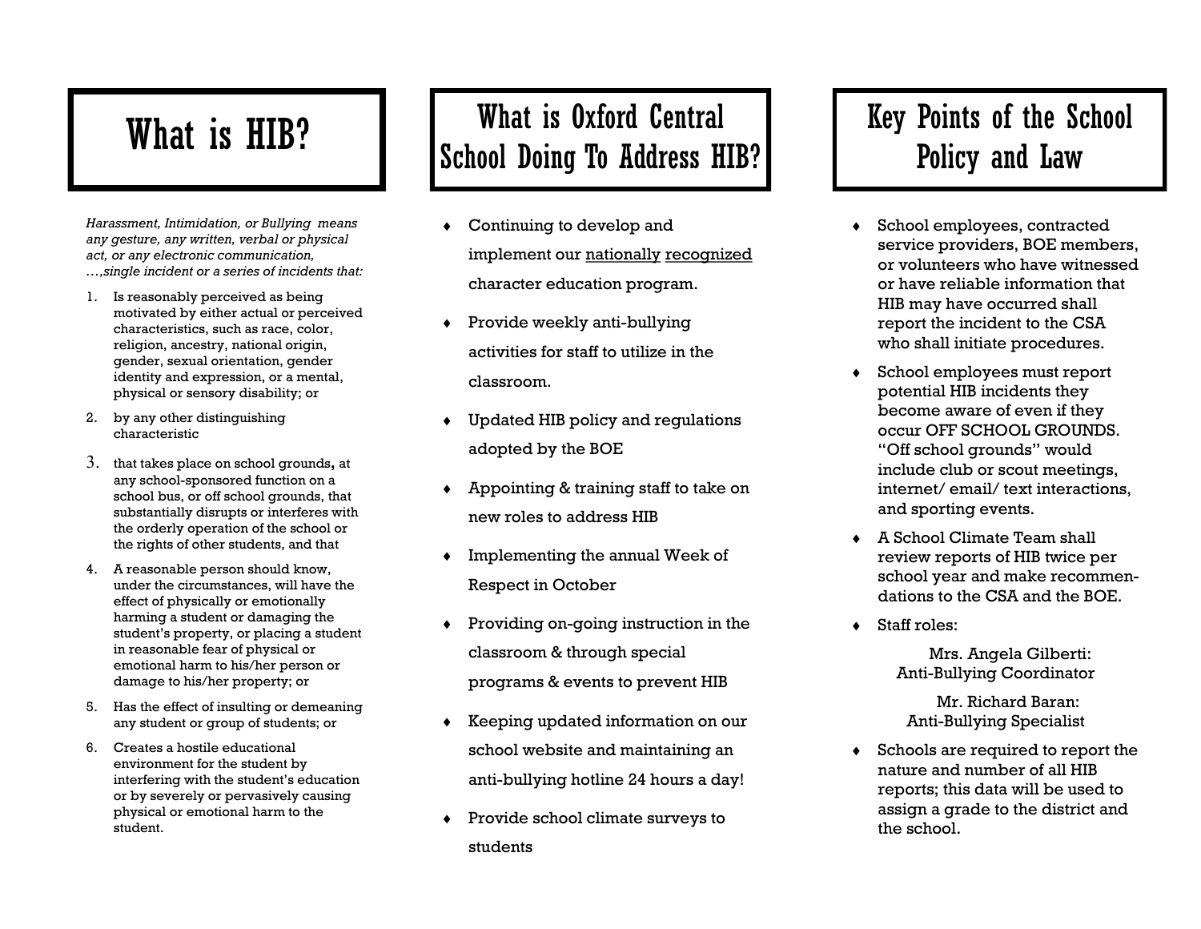# What is HIB?

*Harassment, Intimidation, or Bullying means any gesture, any written, verbal or physical act, or any electronic communication, …,single incident or a series of incidents that:*

1. Is reasonably perceived as being motivated by either actual or perceived characteristics, such as race, color, religion, ancestry, national origin, gender, sexual orientation, gender identity and expression, or a mental, physical or sensory disability; or
2. by any other distinguishing characteristic
3. that takes place on school grounds, at any school-sponsored function on a school bus, or off school grounds, that substantially disrupts or interferes with the orderly operation of the school or the rights of other students, and that
4. A reasonable person should know, under the circumstances, will have the effect of physically or emotionally harming a student or damaging the student's property, or placing a student in reasonable fear of physical or emotional harm to his/her person or damage to his/her property; or
5. Has the effect of insulting or demeaning any student or group of students; or
6. Creates a hostile educational environment for the student by interfering with the student's education or by severely or pervasively causing physical or emotional harm to the student.

# What is Oxford Central School Doing To Address HIB?

- Continuing to develop and implement our nationally recognized character education program.
- Provide weekly anti-bullying activities for staff to utilize in the classroom.
- Updated HIB policy and regulations adopted by the BOE
- Appointing & training staff to take on new roles to address HIB
- Implementing the annual Week of Respect in October
- Providing on-going instruction in the classroom & through special programs & events to prevent HIB
- Keeping updated information on our school website and maintaining an anti-bullying hotline 24 hours a day!
- Provide school climate surveys to students

# Key Points of the School Policy and Law

- School employees, contracted service providers, BOE members, or volunteers who have witnessed or have reliable information that HIB may have occurred shall report the incident to the CSA who shall initiate procedures.
- School employees must report potential HIB incidents they become aware of even if they occur OFF SCHOOL GROUNDS. "Off school grounds" would include club or scout meetings, internet/ email/ text interactions, and sporting events.
- A School Climate Team shall review reports of HIB twice per school year and make recommendations to the CSA and the BOE.
- Staff roles:

  Mrs. Angela Gilberti: Anti-Bullying Coordinator

  Mr. Richard Baran: Anti-Bullying Specialist

- Schools are required to report the nature and number of all HIB reports; this data will be used to assign a grade to the district and the school.